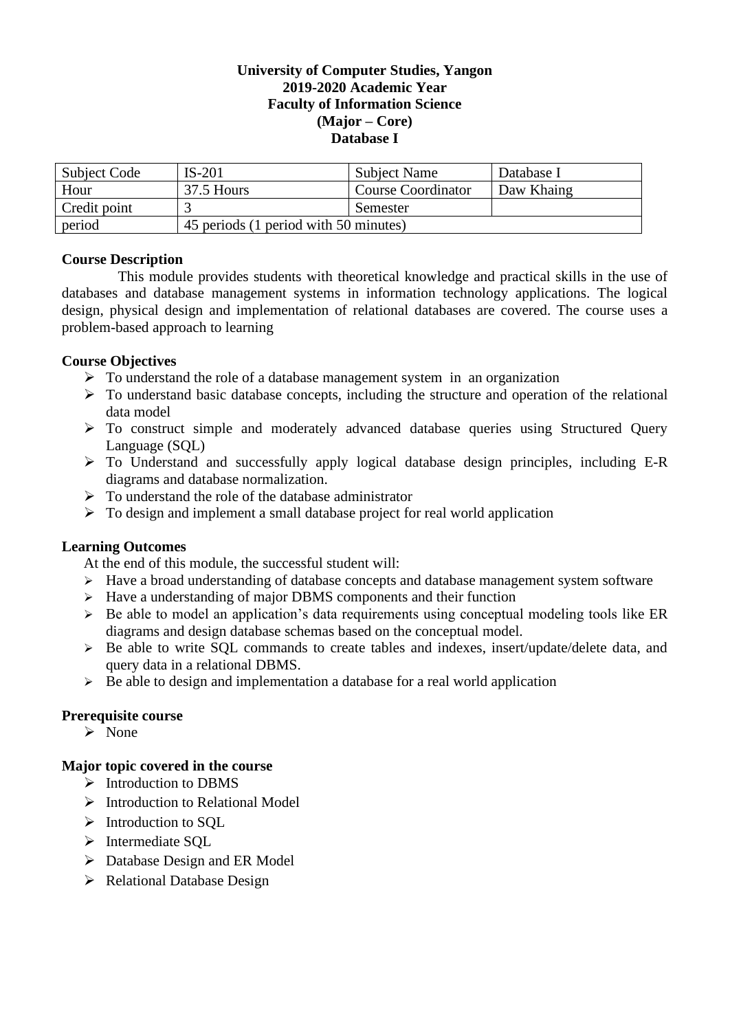**University of Computer Studies, Yangon**
**2019-2020 Academic Year**
**Faculty of Information Science**
**(Major – Core)**
**Database I**

| Subject Code | IS-201 | Subject Name | Database I |
|---|---|---|---|
| Hour | 37.5 Hours | Course Coordinator | Daw Khaing |
| Credit point | 3 | Semester | |
| period | 45 periods (1 period with 50 minutes) | | |

### Course Description

This module provides students with theoretical knowledge and practical skills in the use of databases and database management systems in information technology applications. The logical design, physical design and implementation of relational databases are covered. The course uses a problem-based approach to learning

### Course Objectives

- To understand the role of a database management system in an organization
- To understand basic database concepts, including the structure and operation of the relational data model
- To construct simple and moderately advanced database queries using Structured Query Language (SQL)
- To Understand and successfully apply logical database design principles, including E-R diagrams and database normalization.
- To understand the role of the database administrator
- To design and implement a small database project for real world application

### Learning Outcomes

At the end of this module, the successful student will:

- Have a broad understanding of database concepts and database management system software
- Have a understanding of major DBMS components and their function
- Be able to model an application's data requirements using conceptual modeling tools like ER diagrams and design database schemas based on the conceptual model.
- Be able to write SQL commands to create tables and indexes, insert/update/delete data, and query data in a relational DBMS.
- Be able to design and implementation a database for a real world application

### Prerequisite course

- None

### Major topic covered in the course

- Introduction to DBMS
- Introduction to Relational Model
- Introduction to SQL
- Intermediate SQL
- Database Design and ER Model
- Relational Database Design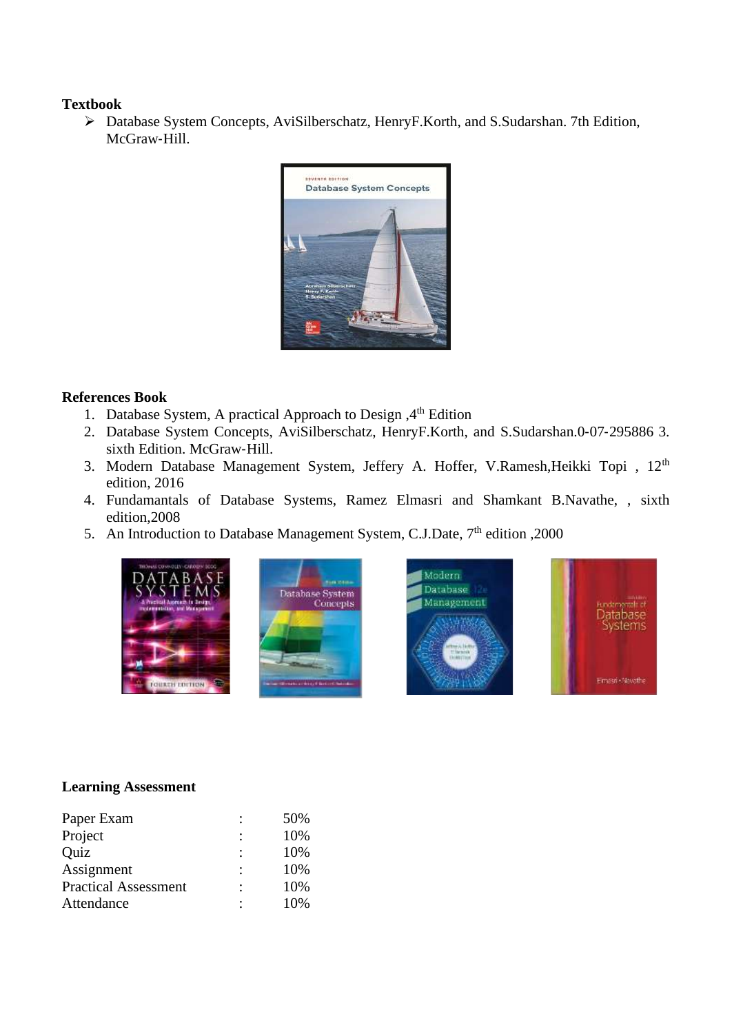**Textbook**

- Database System Concepts, AviSilberschatz, HenryF.Korth, and S.Sudarshan. 7th Edition, McGraw-Hill.

**References Book**

1. Database System, A practical Approach to Design ,4th Edition
2. Database System Concepts, AviSilberschatz, HenryF.Korth, and S.Sudarshan.0-07-295886 3. sixth Edition. McGraw-Hill.
3. Modern Database Management System, Jeffery A. Hoffer, V.Ramesh,Heikki Topi , 12th edition, 2016
4. Fundamantals of Database Systems, Ramez Elmasri and Shamkant B.Navathe, , sixth edition,2008
5. An Introduction to Database Management System, C.J.Date, 7th edition ,2000

**Learning Assessment**

| | | |
|---|---|---|
| Paper Exam | : | 50% |
| Project | : | 10% |
| Quiz | : | 10% |
| Assignment | : | 10% |
| Practical Assessment | : | 10% |
| Attendance | : | 10% |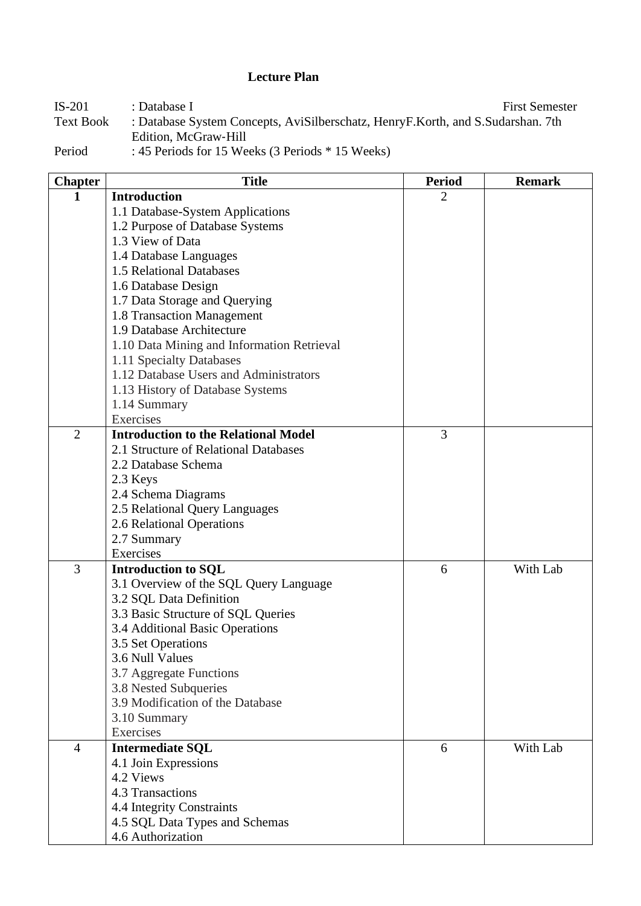# Lecture Plan

IS-201 : Database I First Semester

Text Book : Database System Concepts, AviSilberschatz, HenryF.Korth, and S.Sudarshan. 7th Edition, McGraw-Hill

Period : 45 Periods for 15 Weeks (3 Periods * 15 Weeks)

| Chapter | Title | Period | Remark |
|---|---|---|---|
| **1** | **Introduction**<br>1.1 Database-System Applications<br>1.2 Purpose of Database Systems<br>1.3 View of Data<br>1.4 Database Languages<br>1.5 Relational Databases<br>1.6 Database Design<br>1.7 Data Storage and Querying<br>1.8 Transaction Management<br>1.9 Database Architecture<br>1.10 Data Mining and Information Retrieval<br>1.11 Specialty Databases<br>1.12 Database Users and Administrators<br>1.13 History of Database Systems<br>1.14 Summary<br>Exercises | 2 | |
| 2 | **Introduction to the Relational Model**<br>2.1 Structure of Relational Databases<br>2.2 Database Schema<br>2.3 Keys<br>2.4 Schema Diagrams<br>2.5 Relational Query Languages<br>2.6 Relational Operations<br>2.7 Summary<br>Exercises | 3 | |
| 3 | **Introduction to SQL**<br>3.1 Overview of the SQL Query Language<br>3.2 SQL Data Definition<br>3.3 Basic Structure of SQL Queries<br>3.4 Additional Basic Operations<br>3.5 Set Operations<br>3.6 Null Values<br>3.7 Aggregate Functions<br>3.8 Nested Subqueries<br>3.9 Modification of the Database<br>3.10 Summary<br>Exercises | 6 | With Lab |
| 4 | **Intermediate SQL**<br>4.1 Join Expressions<br>4.2 Views<br>4.3 Transactions<br>4.4 Integrity Constraints<br>4.5 SQL Data Types and Schemas<br>4.6 Authorization | 6 | With Lab |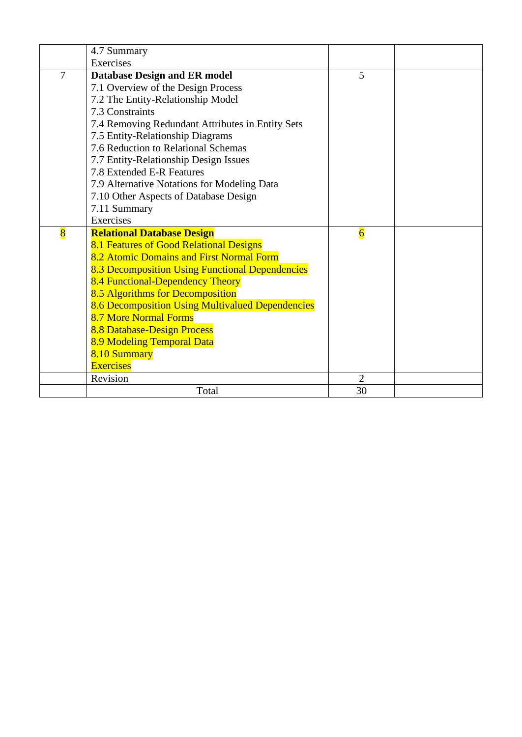| | | | |
|---|---|---|---|
| | 4.7 Summary<br>Exercises | | |
| 7 | **Database Design and ER model**<br>7.1 Overview of the Design Process<br>7.2 The Entity-Relationship Model<br>7.3 Constraints<br>7.4 Removing Redundant Attributes in Entity Sets<br>7.5 Entity-Relationship Diagrams<br>7.6 Reduction to Relational Schemas<br>7.7 Entity-Relationship Design Issues<br>7.8 Extended E-R Features<br>7.9 Alternative Notations for Modeling Data<br>7.10 Other Aspects of Database Design<br>7.11 Summary<br>Exercises | 5 | |
| 8 | **Relational Database Design**<br>8.1 Features of Good Relational Designs<br>8.2 Atomic Domains and First Normal Form<br>8.3 Decomposition Using Functional Dependencies<br>8.4 Functional-Dependency Theory<br>8.5 Algorithms for Decomposition<br>8.6 Decomposition Using Multivalued Dependencies<br>8.7 More Normal Forms<br>8.8 Database-Design Process<br>8.9 Modeling Temporal Data<br>8.10 Summary<br>Exercises | 6 | |
| | Revision | 2 | |
| | Total | 30 | |